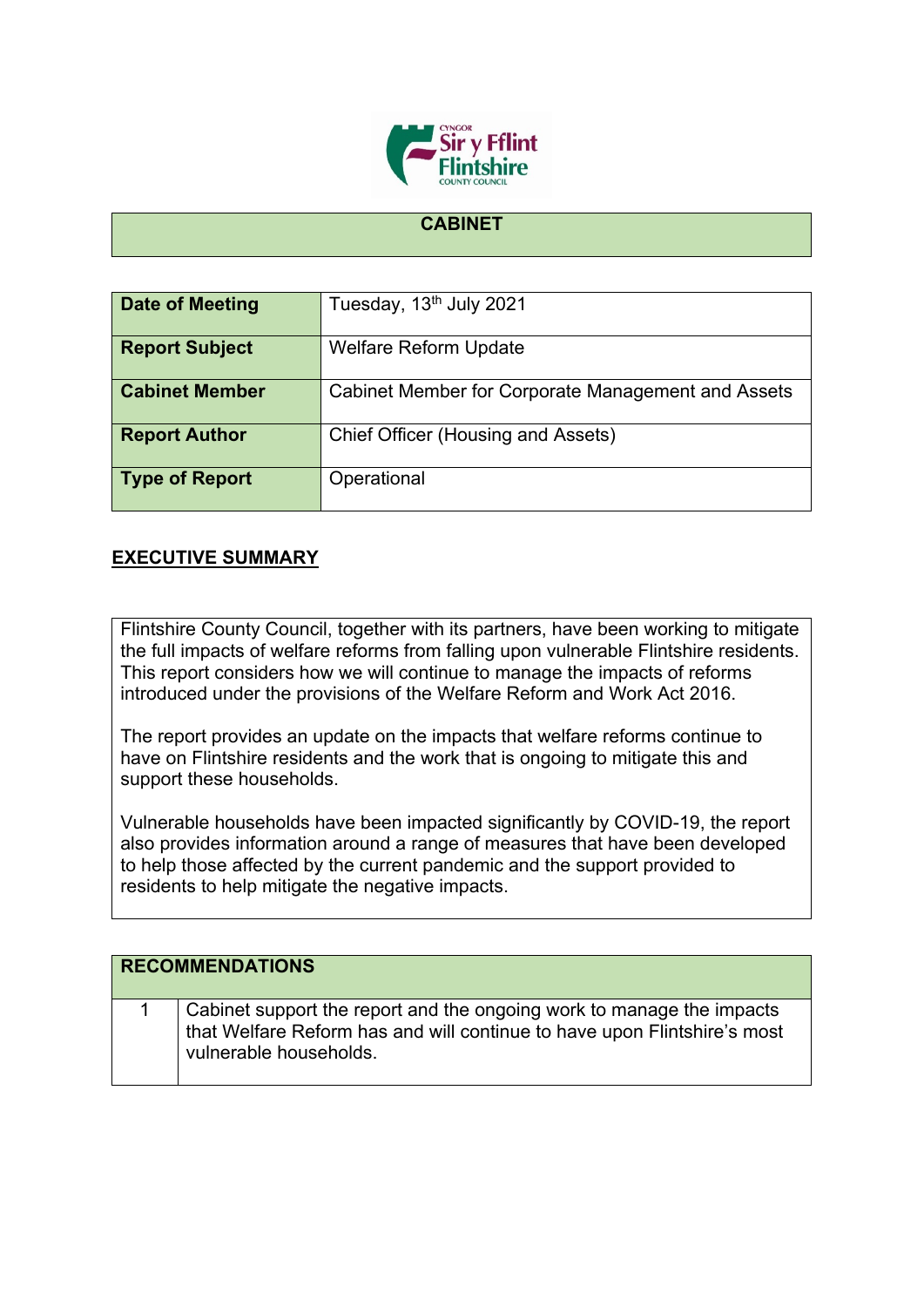# CABINET

| Date of Meeting | Tuesday, 13th July 2021 |
|---|---|
| Report Subject | Welfare Reform Update |
| Cabinet Member | Cabinet Member for Corporate Management and Assets |
| Report Author | Chief Officer (Housing and Assets) |
| Type of Report | Operational |

## EXECUTIVE SUMMARY

Flintshire County Council, together with its partners, have been working to mitigate the full impacts of welfare reforms from falling upon vulnerable Flintshire residents. This report considers how we will continue to manage the impacts of reforms introduced under the provisions of the Welfare Reform and Work Act 2016.

The report provides an update on the impacts that welfare reforms continue to have on Flintshire residents and the work that is ongoing to mitigate this and support these households.

Vulnerable households have been impacted significantly by COVID-19, the report also provides information around a range of measures that have been developed to help those affected by the current pandemic and the support provided to residents to help mitigate the negative impacts.

| RECOMMENDATIONS | |
|---|---|
| 1 | Cabinet support the report and the ongoing work to manage the impacts that Welfare Reform has and will continue to have upon Flintshire's most vulnerable households. |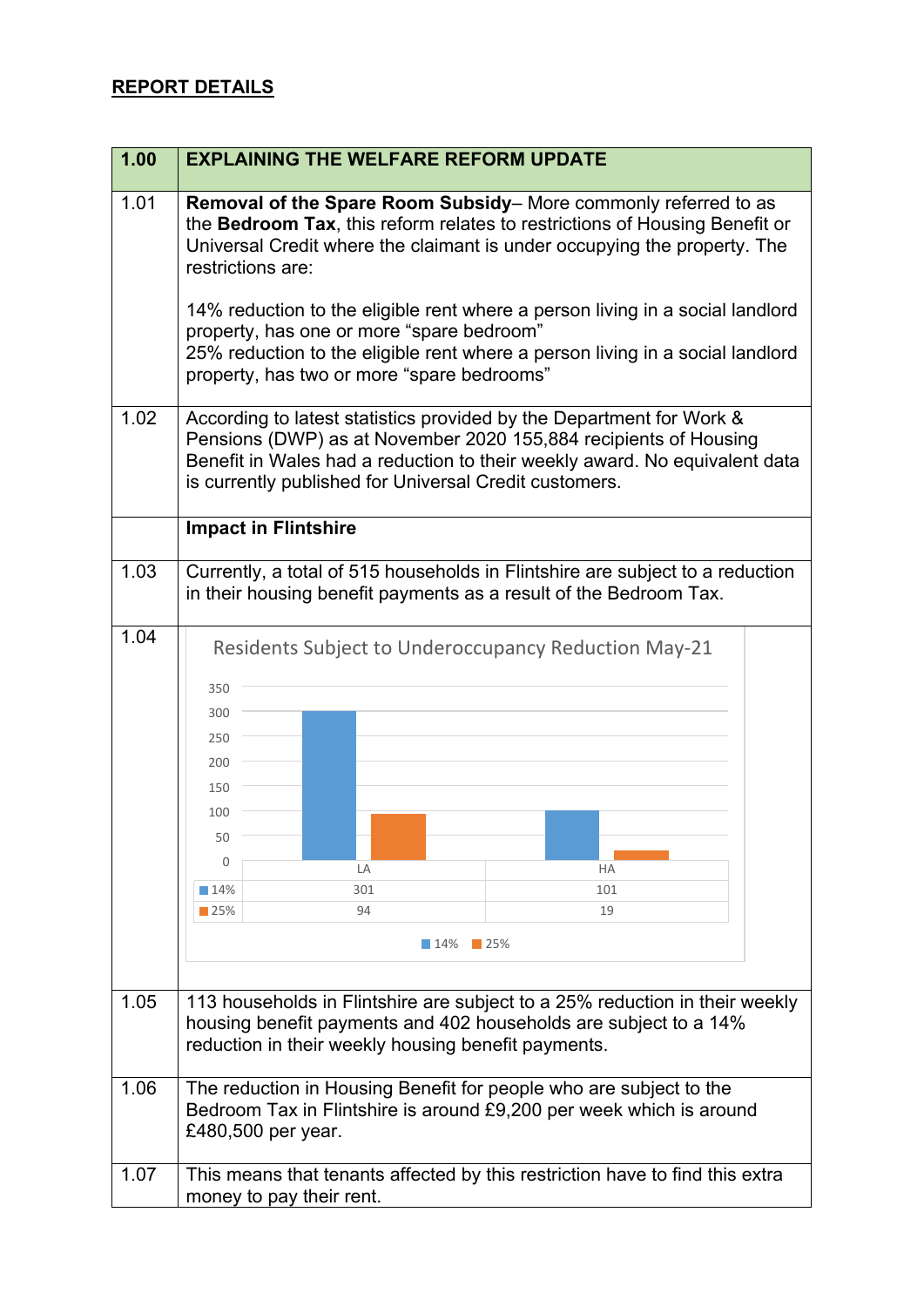## REPORT DETAILS

| 1.00 | EXPLAINING THE WELFARE REFORM UPDATE |
|---|---|
| 1.01 | **Removal of the Spare Room Subsidy**– More commonly referred to as the **Bedroom Tax**, this reform relates to restrictions of Housing Benefit or Universal Credit where the claimant is under occupying the property. The restrictions are:<br><br>14% reduction to the eligible rent where a person living in a social landlord property, has one or more "spare bedroom"<br>25% reduction to the eligible rent where a person living in a social landlord property, has two or more "spare bedrooms" |
| 1.02 | According to latest statistics provided by the Department for Work & Pensions (DWP) as at November 2020 155,884 recipients of Housing Benefit in Wales had a reduction to their weekly award. No equivalent data is currently published for Universal Credit customers. |
| | **Impact in Flintshire** |
| 1.03 | Currently, a total of 515 households in Flintshire are subject to a reduction in their housing benefit payments as a result of the Bedroom Tax. |
| 1.04 | Residents Subject to Underoccupancy Reduction May-21<br><br>(chart data below) |
| 1.05 | 113 households in Flintshire are subject to a 25% reduction in their weekly housing benefit payments and 402 households are subject to a 14% reduction in their weekly housing benefit payments. |
| 1.06 | The reduction in Housing Benefit for people who are subject to the Bedroom Tax in Flintshire is around £9,200 per week which is around £480,500 per year. |
| 1.07 | This means that tenants affected by this restriction have to find this extra money to pay their rent. |

**Residents Subject to Underoccupancy Reduction May-21**

| | LA | HA |
|---|---|---|
| 14% | 301 | 101 |
| 25% | 94 | 19 |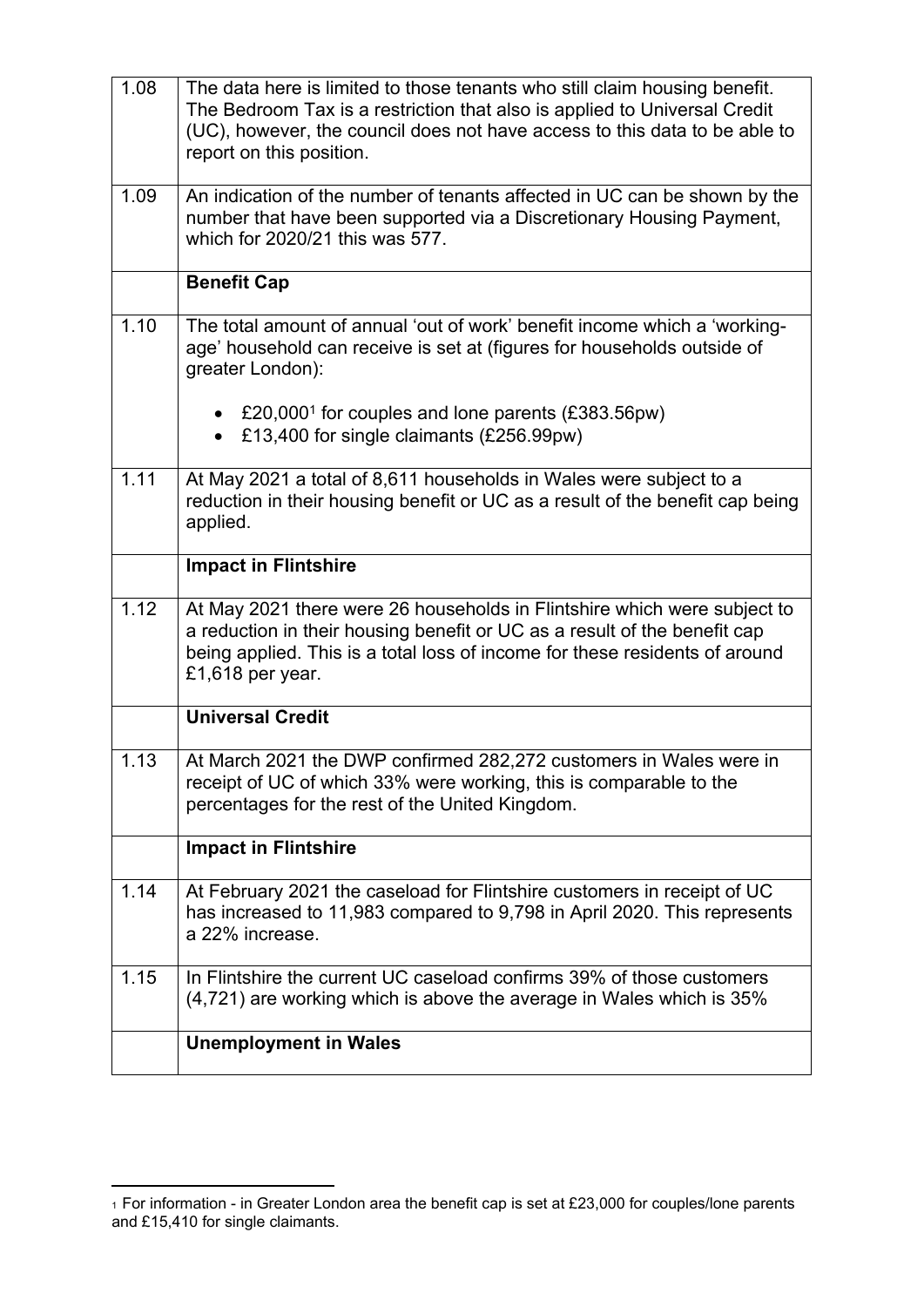| | |
|---|---|
| 1.08 | The data here is limited to those tenants who still claim housing benefit. The Bedroom Tax is a restriction that also is applied to Universal Credit (UC), however, the council does not have access to this data to be able to report on this position. |
| 1.09 | An indication of the number of tenants affected in UC can be shown by the number that have been supported via a Discretionary Housing Payment, which for 2020/21 this was 577. |
| | **Benefit Cap** |
| 1.10 | The total amount of annual 'out of work' benefit income which a 'working-age' household can receive is set at (figures for households outside of greater London):<br>• £20,000[1] for couples and lone parents (£383.56pw)<br>• £13,400 for single claimants (£256.99pw) |
| 1.11 | At May 2021 a total of 8,611 households in Wales were subject to a reduction in their housing benefit or UC as a result of the benefit cap being applied. |
| | **Impact in Flintshire** |
| 1.12 | At May 2021 there were 26 households in Flintshire which were subject to a reduction in their housing benefit or UC as a result of the benefit cap being applied. This is a total loss of income for these residents of around £1,618 per year. |
| | **Universal Credit** |
| 1.13 | At March 2021 the DWP confirmed 282,272 customers in Wales were in receipt of UC of which 33% were working, this is comparable to the percentages for the rest of the United Kingdom. |
| | **Impact in Flintshire** |
| 1.14 | At February 2021 the caseload for Flintshire customers in receipt of UC has increased to 11,983 compared to 9,798 in April 2020. This represents a 22% increase. |
| 1.15 | In Flintshire the current UC caseload confirms 39% of those customers (4,721) are working which is above the average in Wales which is 35% |
| | **Unemployment in Wales** |

[1] For information - in Greater London area the benefit cap is set at £23,000 for couples/lone parents and £15,410 for single claimants.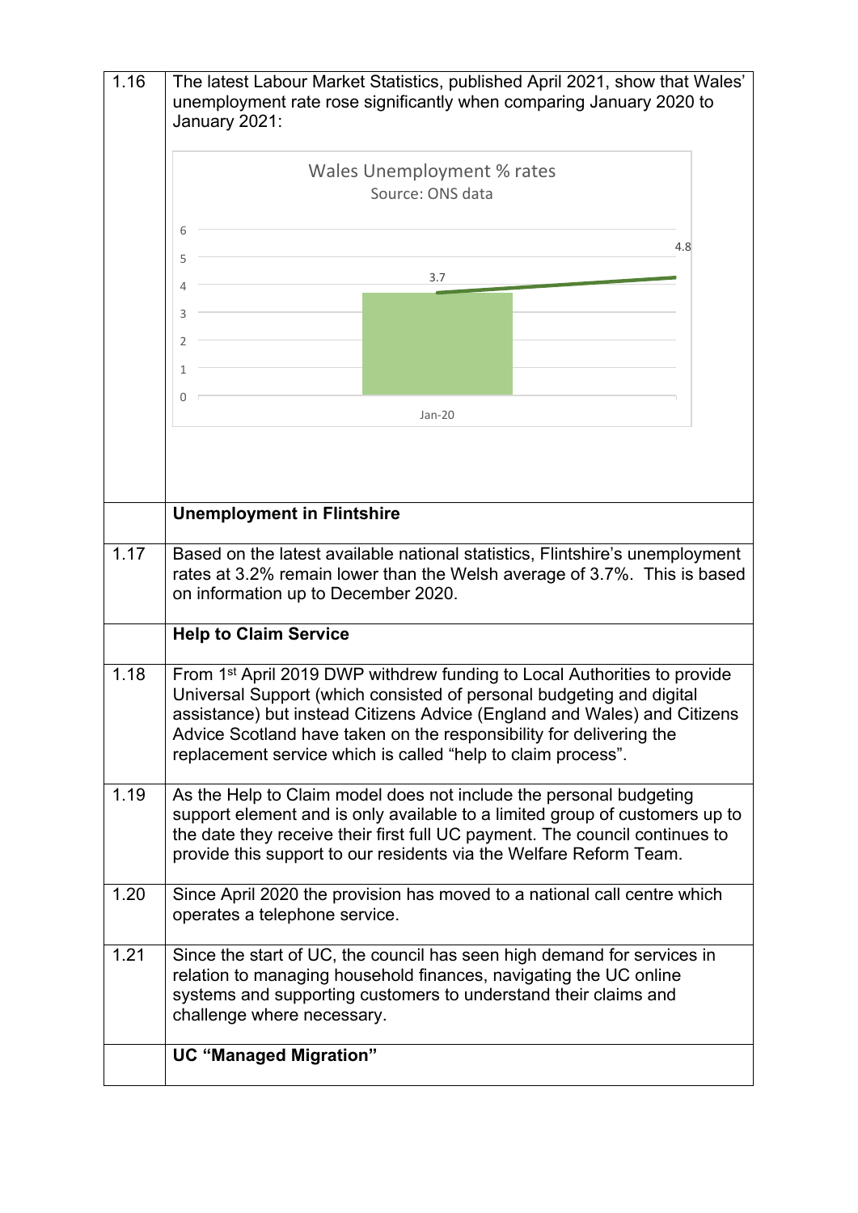| | |
|---|---|
| 1.16 | The latest Labour Market Statistics, published April 2021, show that Wales' unemployment rate rose significantly when comparing January 2020 to January 2021: |
| | Wales Unemployment % rates<br>Source: ONS data<br>Jan-20: 3.7<br>4.8 |
| | **Unemployment in Flintshire** |
| 1.17 | Based on the latest available national statistics, Flintshire's unemployment rates at 3.2% remain lower than the Welsh average of 3.7%. This is based on information up to December 2020. |
| | **Help to Claim Service** |
| 1.18 | From 1st April 2019 DWP withdrew funding to Local Authorities to provide Universal Support (which consisted of personal budgeting and digital assistance) but instead Citizens Advice (England and Wales) and Citizens Advice Scotland have taken on the responsibility for delivering the replacement service which is called "help to claim process". |
| 1.19 | As the Help to Claim model does not include the personal budgeting support element and is only available to a limited group of customers up to the date they receive their first full UC payment. The council continues to provide this support to our residents via the Welfare Reform Team. |
| 1.20 | Since April 2020 the provision has moved to a national call centre which operates a telephone service. |
| 1.21 | Since the start of UC, the council has seen high demand for services in relation to managing household finances, navigating the UC online systems and supporting customers to understand their claims and challenge where necessary. |
| | **UC "Managed Migration"** |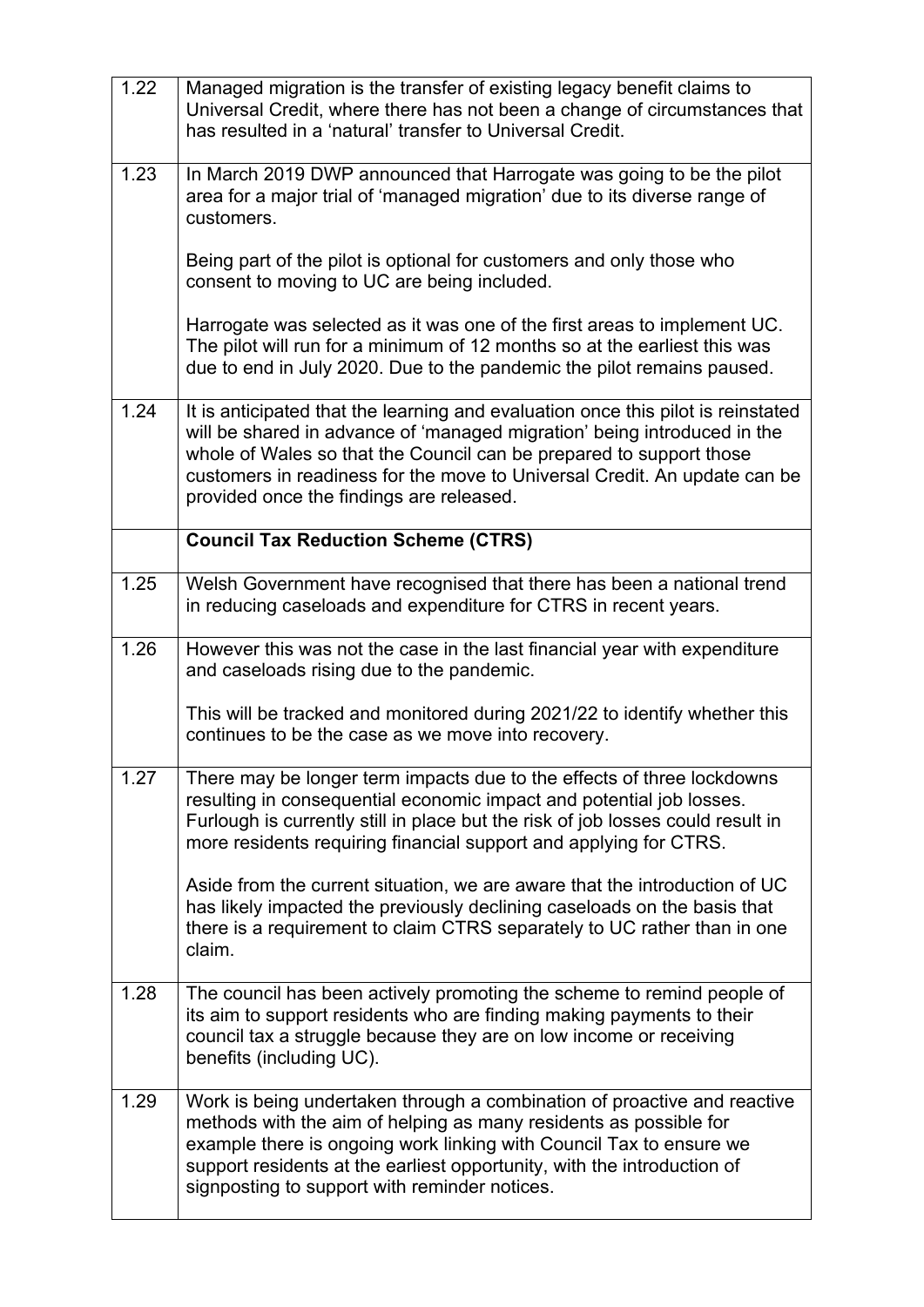| | |
|---|---|
| 1.22 | Managed migration is the transfer of existing legacy benefit claims to Universal Credit, where there has not been a change of circumstances that has resulted in a 'natural' transfer to Universal Credit. |
| 1.23 | In March 2019 DWP announced that Harrogate was going to be the pilot area for a major trial of 'managed migration' due to its diverse range of customers.<br><br>Being part of the pilot is optional for customers and only those who consent to moving to UC are being included.<br><br>Harrogate was selected as it was one of the first areas to implement UC. The pilot will run for a minimum of 12 months so at the earliest this was due to end in July 2020. Due to the pandemic the pilot remains paused. |
| 1.24 | It is anticipated that the learning and evaluation once this pilot is reinstated will be shared in advance of 'managed migration' being introduced in the whole of Wales so that the Council can be prepared to support those customers in readiness for the move to Universal Credit. An update can be provided once the findings are released. |
| | **Council Tax Reduction Scheme (CTRS)** |
| 1.25 | Welsh Government have recognised that there has been a national trend in reducing caseloads and expenditure for CTRS in recent years. |
| 1.26 | However this was not the case in the last financial year with expenditure and caseloads rising due to the pandemic.<br><br>This will be tracked and monitored during 2021/22 to identify whether this continues to be the case as we move into recovery. |
| 1.27 | There may be longer term impacts due to the effects of three lockdowns resulting in consequential economic impact and potential job losses. Furlough is currently still in place but the risk of job losses could result in more residents requiring financial support and applying for CTRS.<br><br>Aside from the current situation, we are aware that the introduction of UC has likely impacted the previously declining caseloads on the basis that there is a requirement to claim CTRS separately to UC rather than in one claim. |
| 1.28 | The council has been actively promoting the scheme to remind people of its aim to support residents who are finding making payments to their council tax a struggle because they are on low income or receiving benefits (including UC). |
| 1.29 | Work is being undertaken through a combination of proactive and reactive methods with the aim of helping as many residents as possible for example there is ongoing work linking with Council Tax to ensure we support residents at the earliest opportunity, with the introduction of signposting to support with reminder notices. |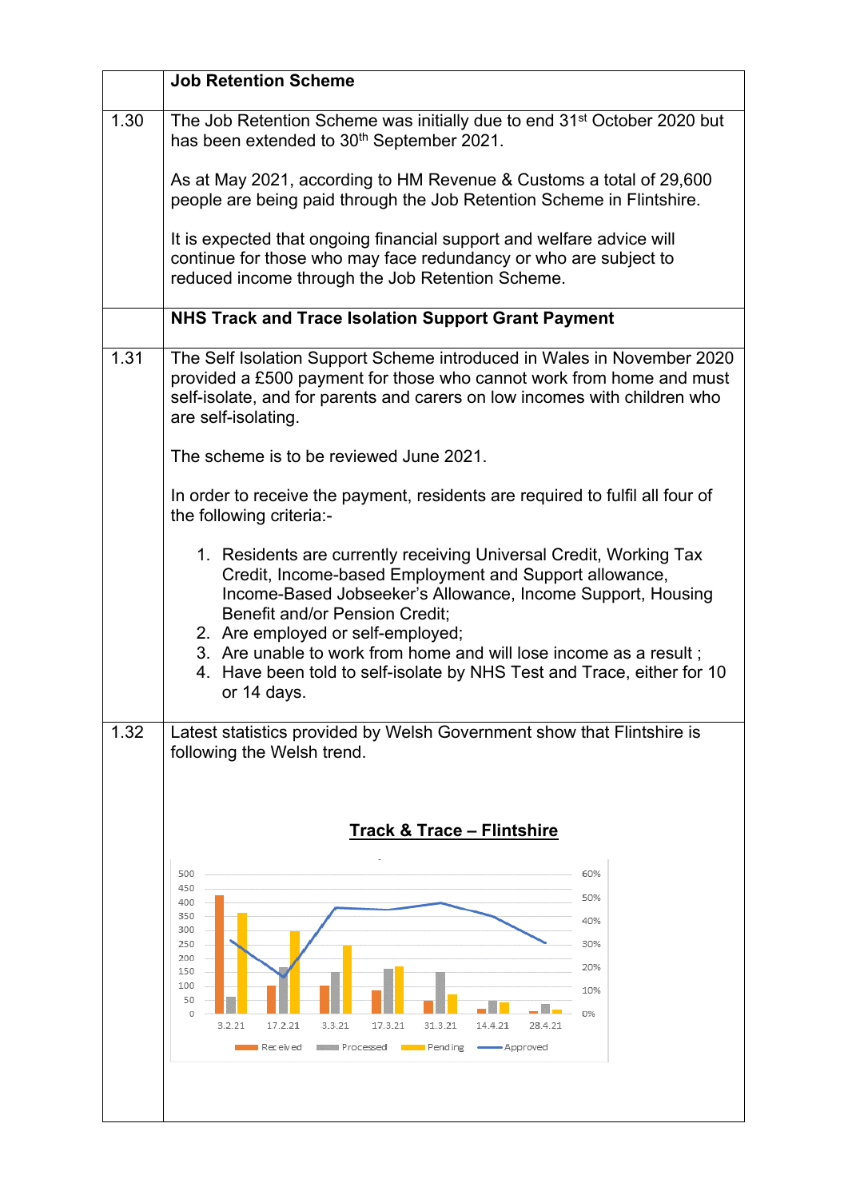| | **Job Retention Scheme** |
|---|---|
| 1.30 | The Job Retention Scheme was initially due to end 31st October 2020 but has been extended to 30th September 2021.<br><br>As at May 2021, according to HM Revenue & Customs a total of 29,600 people are being paid through the Job Retention Scheme in Flintshire.<br><br>It is expected that ongoing financial support and welfare advice will continue for those who may face redundancy or who are subject to reduced income through the Job Retention Scheme. |
| | **NHS Track and Trace Isolation Support Grant Payment** |
| 1.31 | The Self Isolation Support Scheme introduced in Wales in November 2020 provided a £500 payment for those who cannot work from home and must self-isolate, and for parents and carers on low incomes with children who are self-isolating.<br><br>The scheme is to be reviewed June 2021.<br><br>In order to receive the payment, residents are required to fulfil all four of the following criteria:-<br><br>1. Residents are currently receiving Universal Credit, Working Tax Credit, Income-based Employment and Support allowance, Income-Based Jobseeker's Allowance, Income Support, Housing Benefit and/or Pension Credit;<br>2. Are employed or self-employed;<br>3. Are unable to work from home and will lose income as a result ;<br>4. Have been told to self-isolate by NHS Test and Trace, either for 10 or 14 days. |
| 1.32 | Latest statistics provided by Welsh Government show that Flintshire is following the Welsh trend.<br><br>**Track & Trace – Flintshire**<br><br>(Chart: Received, Processed, Pending, Approved — 3.2.21, 17.2.21, 3.3.21, 17.3.21, 31.3.21, 14.4.21, 28.4.21) |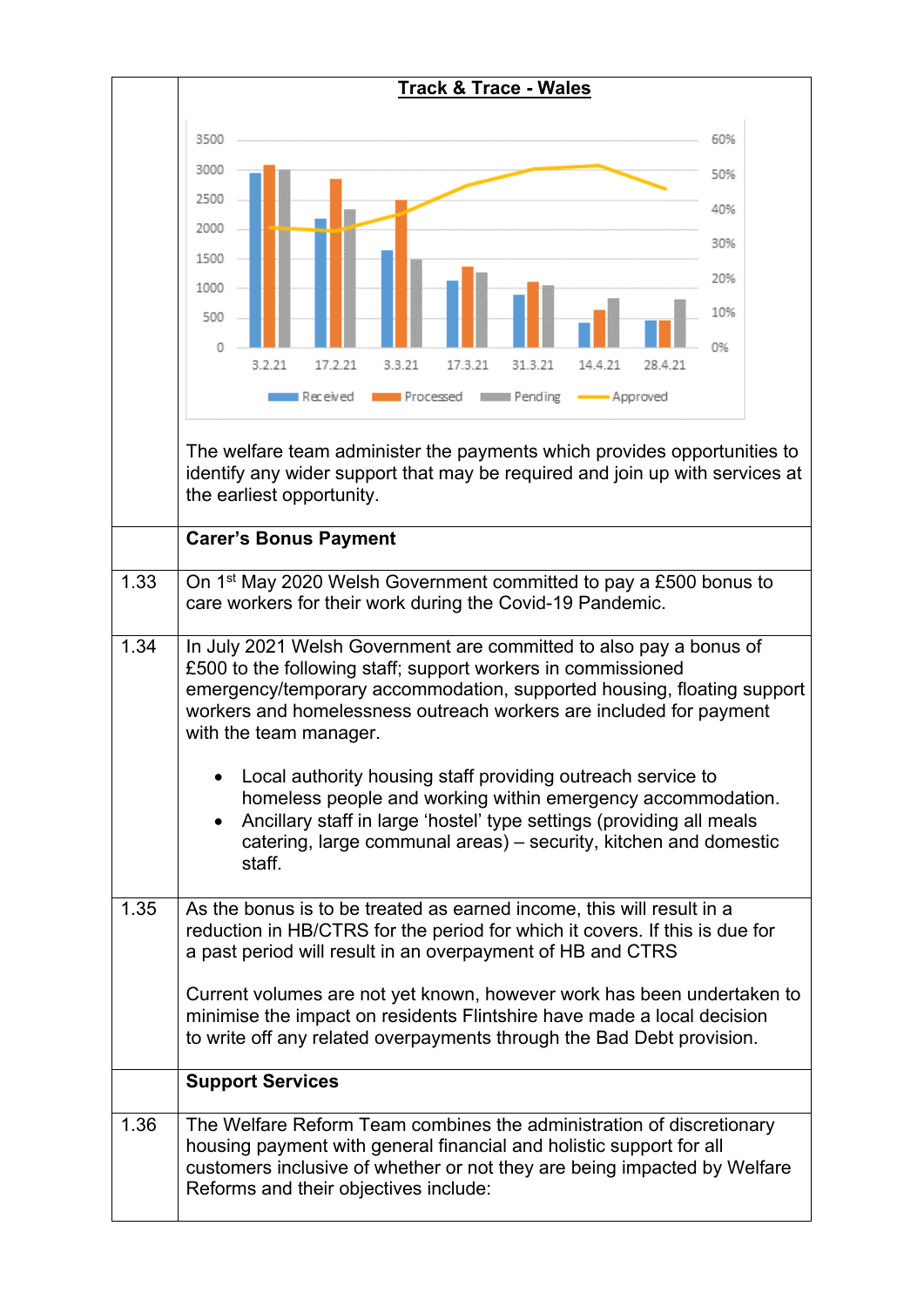| | |
|---|---|
| | **Track & Trace - Wales** |
| | The welfare team administer the payments which provides opportunities to identify any wider support that may be required and join up with services at the earliest opportunity. |
| | **Carer's Bonus Payment** |
| 1.33 | On 1st May 2020 Welsh Government committed to pay a £500 bonus to care workers for their work during the Covid-19 Pandemic. |
| 1.34 | In July 2021 Welsh Government are committed to also pay a bonus of £500 to the following staff; support workers in commissioned emergency/temporary accommodation, supported housing, floating support workers and homelessness outreach workers are included for payment with the team manager.<br><br>• Local authority housing staff providing outreach service to homeless people and working within emergency accommodation.<br>• Ancillary staff in large 'hostel' type settings (providing all meals catering, large communal areas) – security, kitchen and domestic staff. |
| 1.35 | As the bonus is to be treated as earned income, this will result in a reduction in HB/CTRS for the period for which it covers. If this is due for a past period will result in an overpayment of HB and CTRS<br><br>Current volumes are not yet known, however work has been undertaken to minimise the impact on residents Flintshire have made a local decision to write off any related overpayments through the Bad Debt provision. |
| | **Support Services** |
| 1.36 | The Welfare Reform Team combines the administration of discretionary housing payment with general financial and holistic support for all customers inclusive of whether or not they are being impacted by Welfare Reforms and their objectives include: |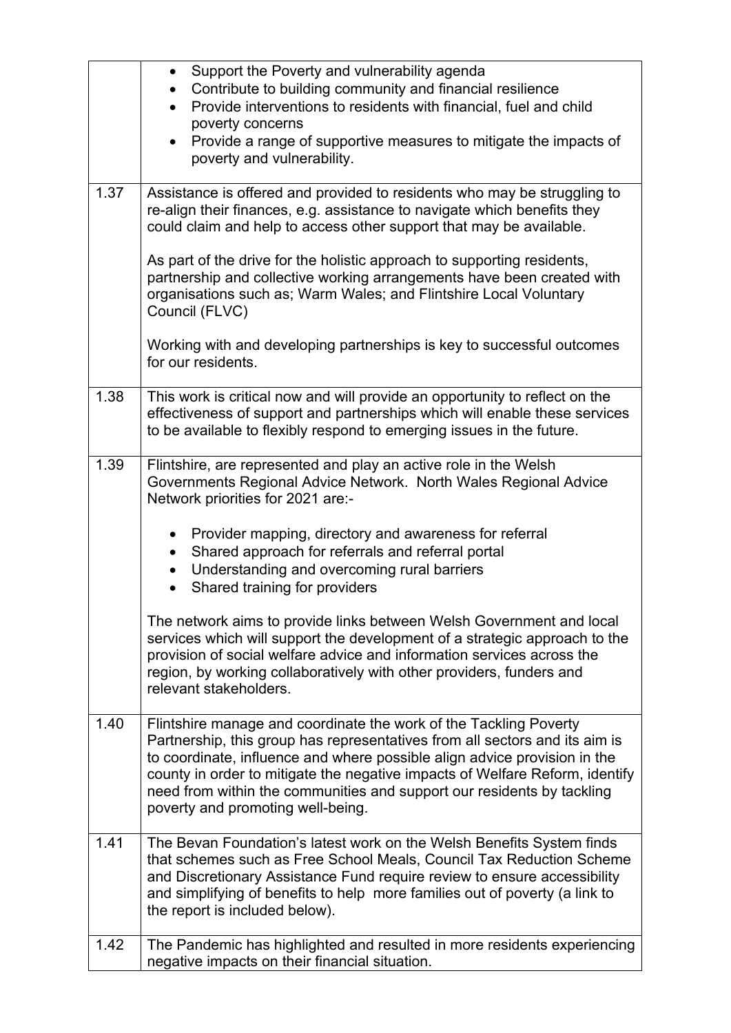| | |
|---|---|
| | • Support the Poverty and vulnerability agenda<br>• Contribute to building community and financial resilience<br>• Provide interventions to residents with financial, fuel and child poverty concerns<br>• Provide a range of supportive measures to mitigate the impacts of poverty and vulnerability. |
| 1.37 | Assistance is offered and provided to residents who may be struggling to re-align their finances, e.g. assistance to navigate which benefits they could claim and help to access other support that may be available.<br><br>As part of the drive for the holistic approach to supporting residents, partnership and collective working arrangements have been created with organisations such as; Warm Wales; and Flintshire Local Voluntary Council (FLVC)<br><br>Working with and developing partnerships is key to successful outcomes for our residents. |
| 1.38 | This work is critical now and will provide an opportunity to reflect on the effectiveness of support and partnerships which will enable these services to be available to flexibly respond to emerging issues in the future. |
| 1.39 | Flintshire, are represented and play an active role in the Welsh Governments Regional Advice Network. North Wales Regional Advice Network priorities for 2021 are:-<br><br>• Provider mapping, directory and awareness for referral<br>• Shared approach for referrals and referral portal<br>• Understanding and overcoming rural barriers<br>• Shared training for providers<br><br>The network aims to provide links between Welsh Government and local services which will support the development of a strategic approach to the provision of social welfare advice and information services across the region, by working collaboratively with other providers, funders and relevant stakeholders. |
| 1.40 | Flintshire manage and coordinate the work of the Tackling Poverty Partnership, this group has representatives from all sectors and its aim is to coordinate, influence and where possible align advice provision in the county in order to mitigate the negative impacts of Welfare Reform, identify need from within the communities and support our residents by tackling poverty and promoting well-being. |
| 1.41 | The Bevan Foundation's latest work on the Welsh Benefits System finds that schemes such as Free School Meals, Council Tax Reduction Scheme and Discretionary Assistance Fund require review to ensure accessibility and simplifying of benefits to help more families out of poverty (a link to the report is included below). |
| 1.42 | The Pandemic has highlighted and resulted in more residents experiencing negative impacts on their financial situation. |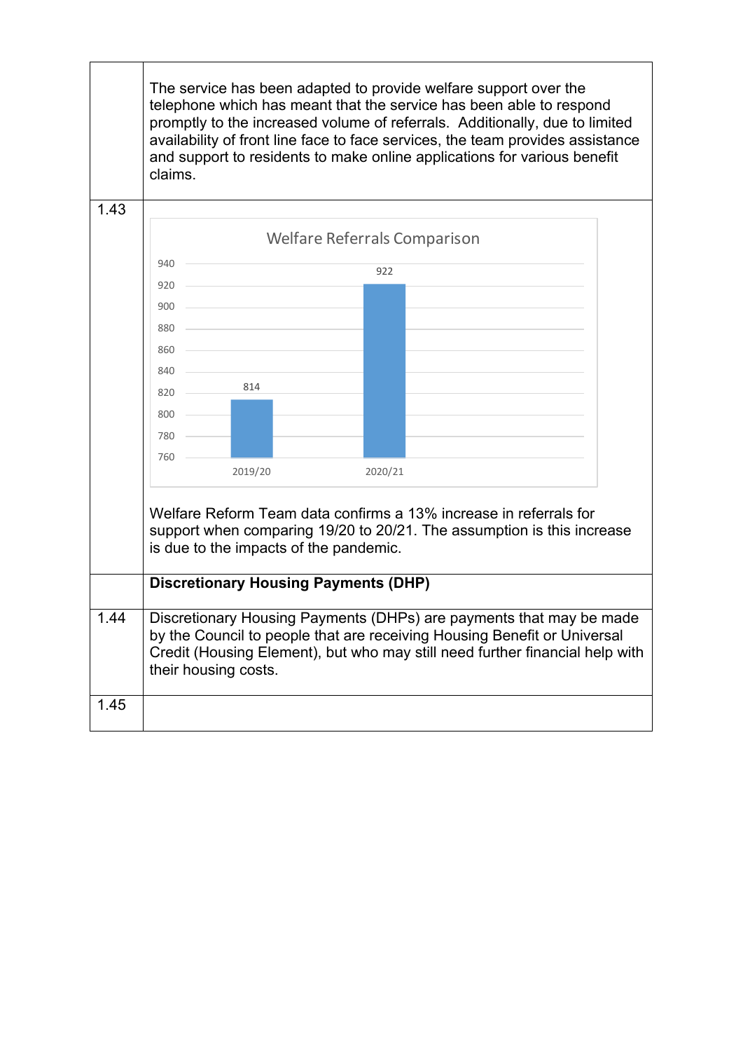| | |
|---|---|
| | The service has been adapted to provide welfare support over the telephone which has meant that the service has been able to respond promptly to the increased volume of referrals. Additionally, due to limited availability of front line face to face services, the team provides assistance and support to residents to make online applications for various benefit claims. |
| 1.43 | **Welfare Referrals Comparison**<br><br>2019/20: 814<br>2020/21: 922<br><br>Welfare Reform Team data confirms a 13% increase in referrals for support when comparing 19/20 to 20/21. The assumption is this increase is due to the impacts of the pandemic. |
| | **Discretionary Housing Payments (DHP)** |
| 1.44 | Discretionary Housing Payments (DHPs) are payments that may be made by the Council to people that are receiving Housing Benefit or Universal Credit (Housing Element), but who may still need further financial help with their housing costs. |
| 1.45 | |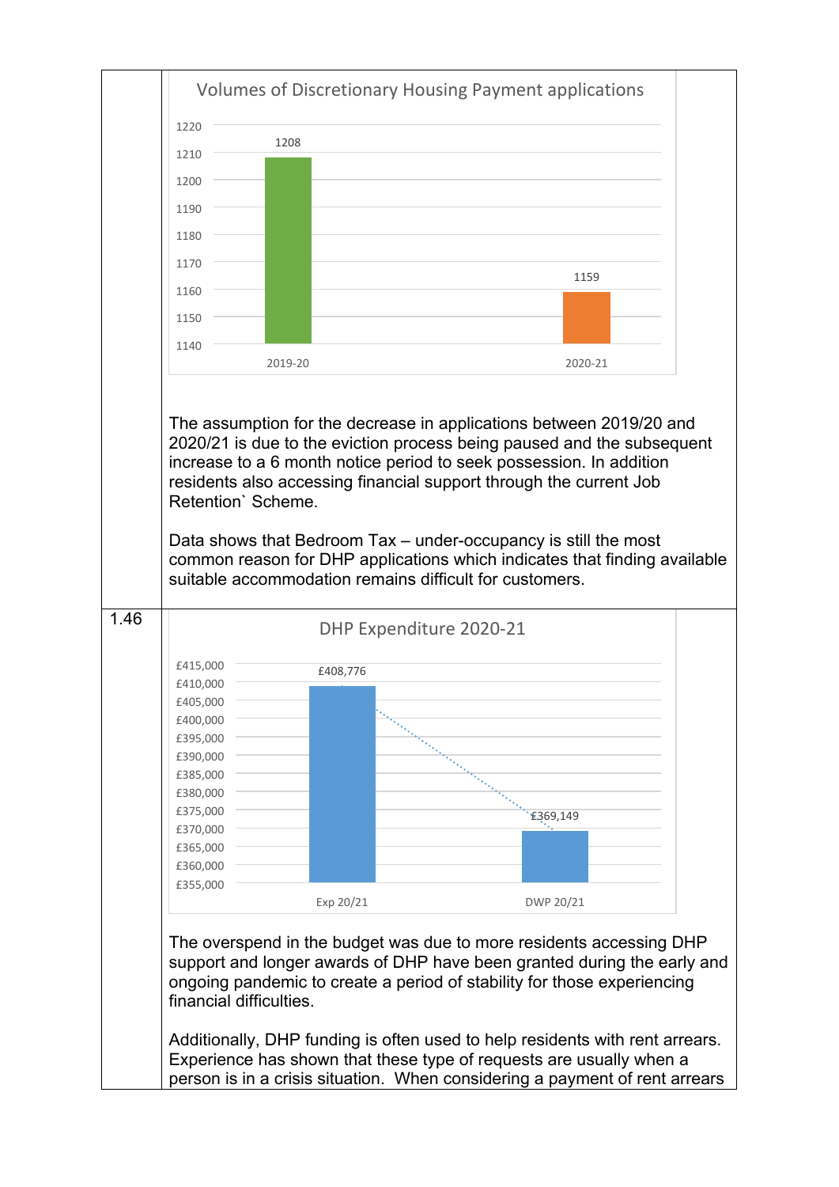**Volumes of Discretionary Housing Payment applications**

| Year | Applications |
|---|---|
| 2019-20 | 1208 |
| 2020-21 | 1159 |

The assumption for the decrease in applications between 2019/20 and 2020/21 is due to the eviction process being paused and the subsequent increase to a 6 month notice period to seek possession. In addition residents also accessing financial support through the current Job Retention` Scheme.

Data shows that Bedroom Tax – under-occupancy is still the most common reason for DHP applications which indicates that finding available suitable accommodation remains difficult for customers.

1.46

**DHP Expenditure 2020-21**

| | Amount |
|---|---|
| Exp 20/21 | £408,776 |
| DWP 20/21 | £369,149 |

The overspend in the budget was due to more residents accessing DHP support and longer awards of DHP have been granted during the early and ongoing pandemic to create a period of stability for those experiencing financial difficulties.

Additionally, DHP funding is often used to help residents with rent arrears. Experience has shown that these type of requests are usually when a person is in a crisis situation. When considering a payment of rent arrears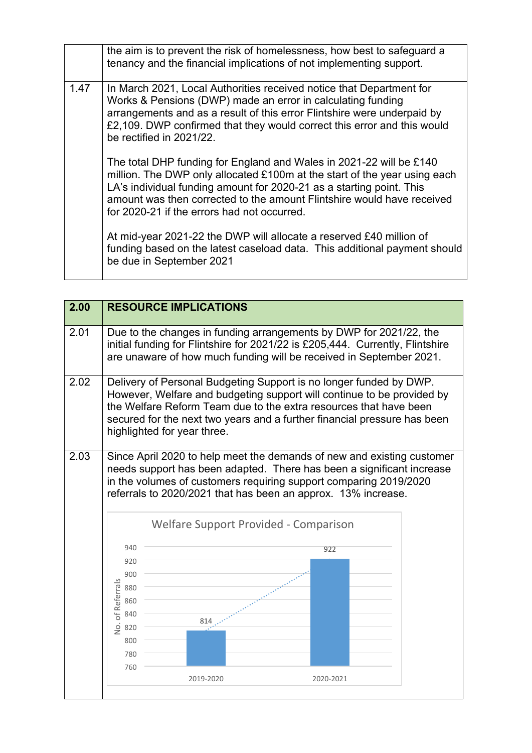| | |
|---|---|
| | the aim is to prevent the risk of homelessness, how best to safeguard a tenancy and the financial implications of not implementing support. |
| 1.47 | In March 2021, Local Authorities received notice that Department for Works & Pensions (DWP) made an error in calculating funding arrangements and as a result of this error Flintshire were underpaid by £2,109. DWP confirmed that they would correct this error and this would be rectified in 2021/22.<br><br>The total DHP funding for England and Wales in 2021-22 will be £140 million. The DWP only allocated £100m at the start of the year using each LA's individual funding amount for 2020-21 as a starting point. This amount was then corrected to the amount Flintshire would have received for 2020-21 if the errors had not occurred.<br><br>At mid-year 2021-22 the DWP will allocate a reserved £40 million of funding based on the latest caseload data. This additional payment should be due in September 2021 |

| 2.00 | RESOURCE IMPLICATIONS |
|---|---|
| 2.01 | Due to the changes in funding arrangements by DWP for 2021/22, the initial funding for Flintshire for 2021/22 is £205,444. Currently, Flintshire are unaware of how much funding will be received in September 2021. |
| 2.02 | Delivery of Personal Budgeting Support is no longer funded by DWP. However, Welfare and budgeting support will continue to be provided by the Welfare Reform Team due to the extra resources that have been secured for the next two years and a further financial pressure has been highlighted for year three. |
| 2.03 | Since April 2020 to help meet the demands of new and existing customer needs support has been adapted. There has been a significant increase in the volumes of customers requiring support comparing 2019/2020 referrals to 2020/2021 that has been an approx. 13% increase. |

**Welfare Support Provided - Comparison**

| Year | No. of Referrals |
|---|---|
| 2019-2020 | 814 |
| 2020-2021 | 922 |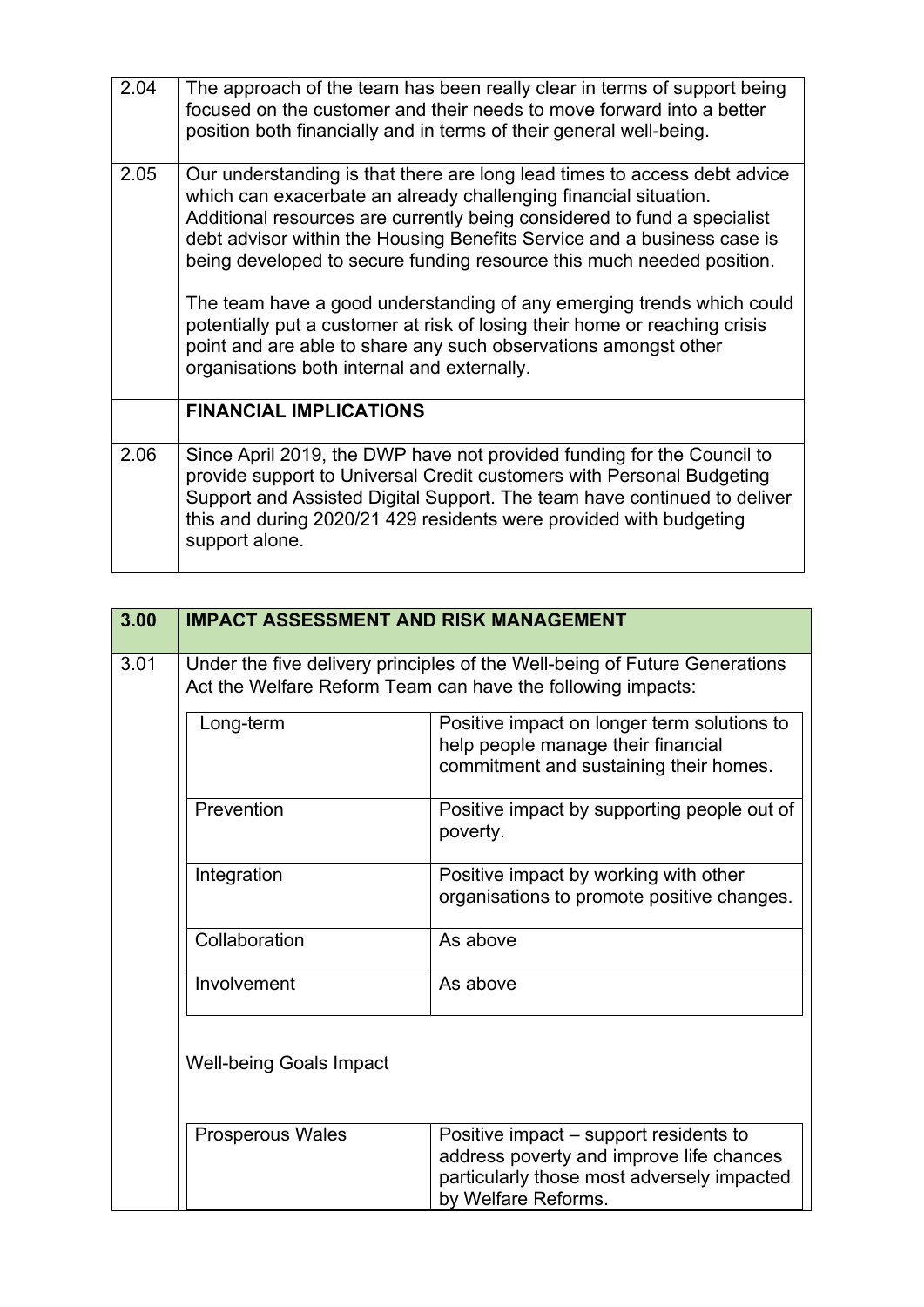| | |
|---|---|
| 2.04 | The approach of the team has been really clear in terms of support being focused on the customer and their needs to move forward into a better position both financially and in terms of their general well-being. |
| 2.05 | Our understanding is that there are long lead times to access debt advice which can exacerbate an already challenging financial situation. Additional resources are currently being considered to fund a specialist debt advisor within the Housing Benefits Service and a business case is being developed to secure funding resource this much needed position.<br><br>The team have a good understanding of any emerging trends which could potentially put a customer at risk of losing their home or reaching crisis point and are able to share any such observations amongst other organisations both internal and externally. |
| | **FINANCIAL IMPLICATIONS** |
| 2.06 | Since April 2019, the DWP have not provided funding for the Council to provide support to Universal Credit customers with Personal Budgeting Support and Assisted Digital Support. The team have continued to deliver this and during 2020/21 429 residents were provided with budgeting support alone. |

| **3.00** | **IMPACT ASSESSMENT AND RISK MANAGEMENT** |
|---|---|
| 3.01 | Under the five delivery principles of the Well-being of Future Generations Act the Welfare Reform Team can have the following impacts: |

| | |
|---|---|
| Long-term | Positive impact on longer term solutions to help people manage their financial commitment and sustaining their homes. |
| Prevention | Positive impact by supporting people out of poverty. |
| Integration | Positive impact by working with other organisations to promote positive changes. |
| Collaboration | As above |
| Involvement | As above |

Well-being Goals Impact

| | |
|---|---|
| Prosperous Wales | Positive impact – support residents to address poverty and improve life chances particularly those most adversely impacted by Welfare Reforms. |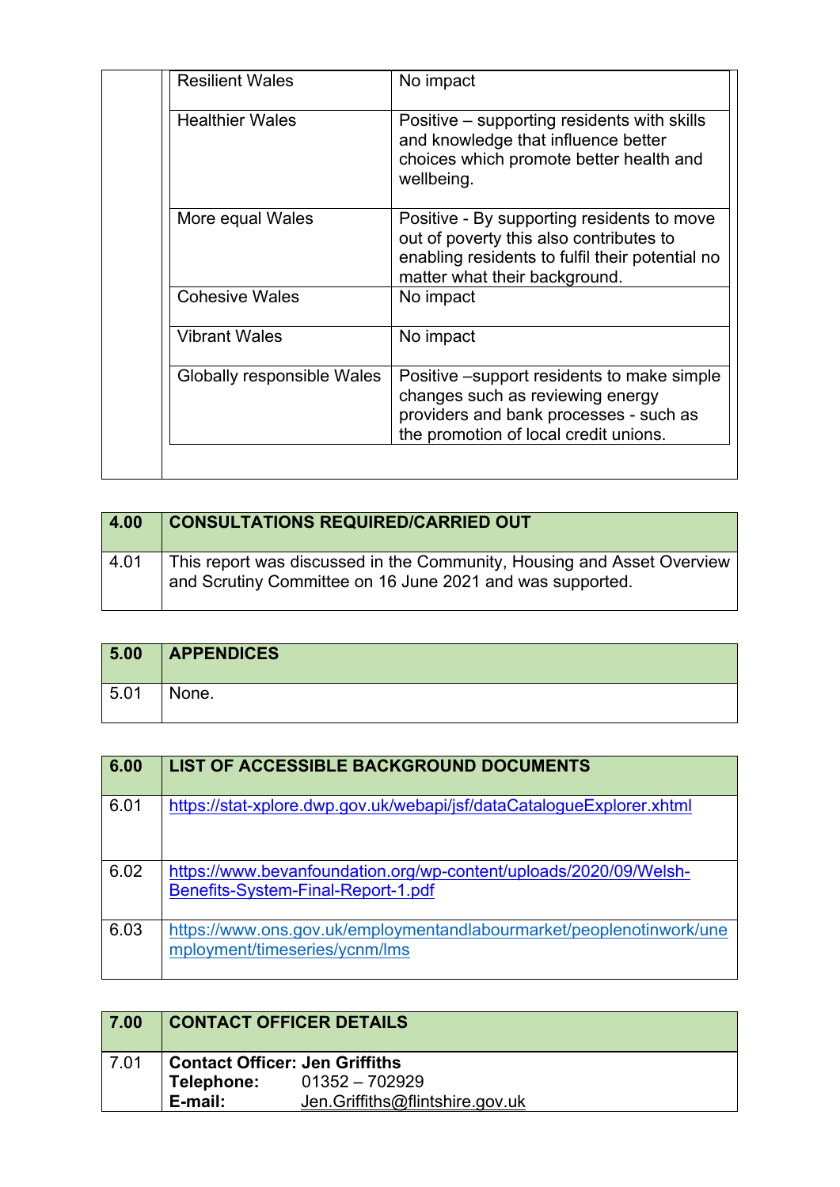| | | |
|---|---|---|
| | Resilient Wales | No impact |
| | Healthier Wales | Positive – supporting residents with skills and knowledge that influence better choices which promote better health and wellbeing. |
| | More equal Wales | Positive - By supporting residents to move out of poverty this also contributes to enabling residents to fulfil their potential no matter what their background. |
| | Cohesive Wales | No impact |
| | Vibrant Wales | No impact |
| | Globally responsible Wales | Positive –support residents to make simple changes such as reviewing energy providers and bank processes - such as the promotion of local credit unions. |

| 4.00 | CONSULTATIONS REQUIRED/CARRIED OUT |
|---|---|
| 4.01 | This report was discussed in the Community, Housing and Asset Overview and Scrutiny Committee on 16 June 2021 and was supported. |

| 5.00 | APPENDICES |
|---|---|
| 5.01 | None. |

| 6.00 | LIST OF ACCESSIBLE BACKGROUND DOCUMENTS |
|---|---|
| 6.01 | https://stat-xplore.dwp.gov.uk/webapi/jsf/dataCatalogueExplorer.xhtml |
| 6.02 | https://www.bevanfoundation.org/wp-content/uploads/2020/09/Welsh-Benefits-System-Final-Report-1.pdf |
| 6.03 | https://www.ons.gov.uk/employmentandlabourmarket/peoplenotinwork/unemployment/timeseries/ycnm/lms |

| 7.00 | CONTACT OFFICER DETAILS |
|---|---|
| 7.01 | **Contact Officer: Jen Griffiths**<br>**Telephone:** 01352 – 702929<br>**E-mail:** Jen.Griffiths@flintshire.gov.uk |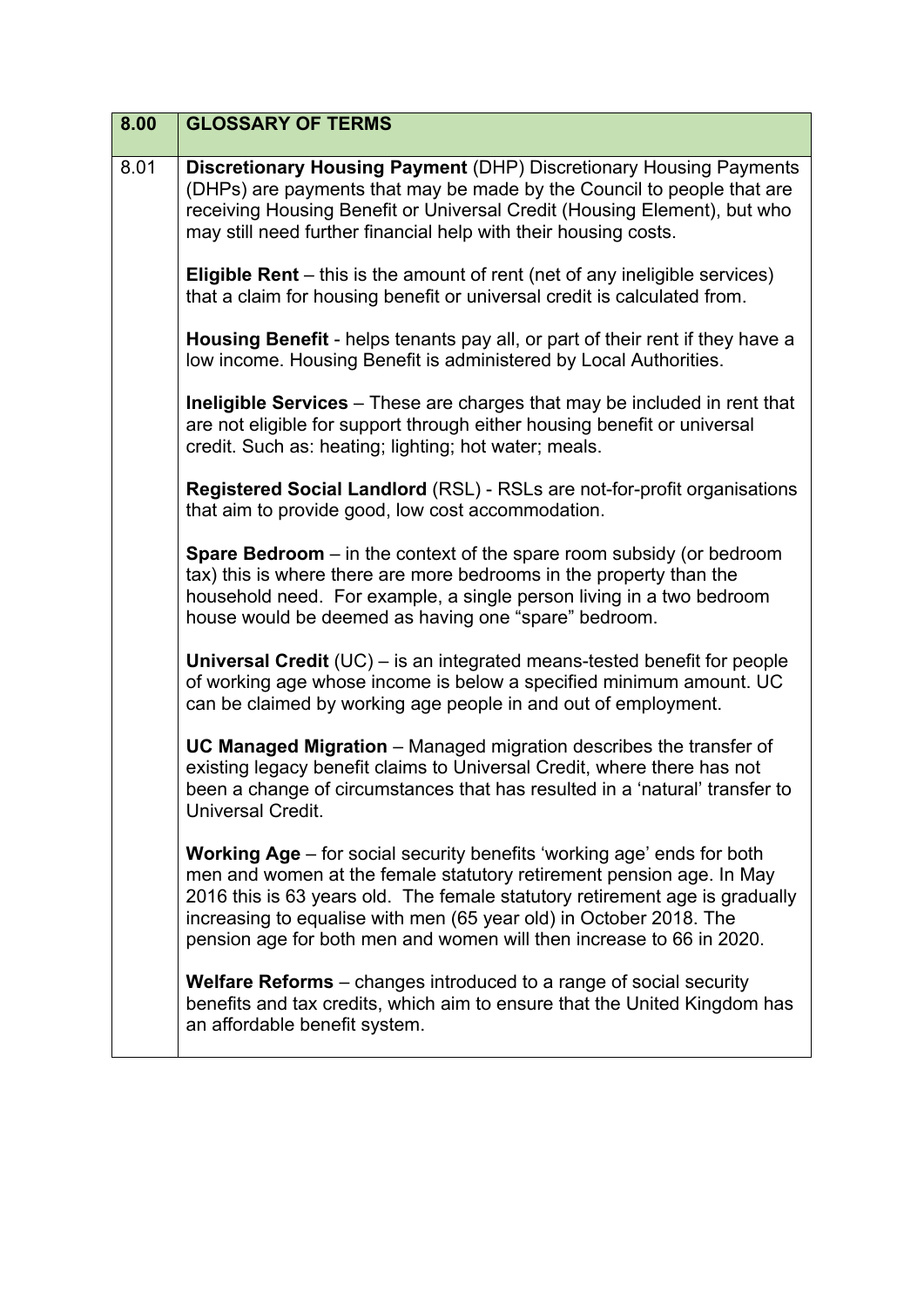| 8.00 | GLOSSARY OF TERMS |
|---|---|
| 8.01 | **Discretionary Housing Payment** (DHP) Discretionary Housing Payments (DHPs) are payments that may be made by the Council to people that are receiving Housing Benefit or Universal Credit (Housing Element), but who may still need further financial help with their housing costs.<br><br>**Eligible Rent** – this is the amount of rent (net of any ineligible services) that a claim for housing benefit or universal credit is calculated from.<br><br>**Housing Benefit** - helps tenants pay all, or part of their rent if they have a low income. Housing Benefit is administered by Local Authorities.<br><br>**Ineligible Services** – These are charges that may be included in rent that are not eligible for support through either housing benefit or universal credit. Such as: heating; lighting; hot water; meals.<br><br>**Registered Social Landlord** (RSL) - RSLs are not-for-profit organisations that aim to provide good, low cost accommodation.<br><br>**Spare Bedroom** – in the context of the spare room subsidy (or bedroom tax) this is where there are more bedrooms in the property than the household need. For example, a single person living in a two bedroom house would be deemed as having one "spare" bedroom.<br><br>**Universal Credit** (UC) – is an integrated means-tested benefit for people of working age whose income is below a specified minimum amount. UC can be claimed by working age people in and out of employment.<br><br>**UC Managed Migration** – Managed migration describes the transfer of existing legacy benefit claims to Universal Credit, where there has not been a change of circumstances that has resulted in a 'natural' transfer to Universal Credit.<br><br>**Working Age** – for social security benefits 'working age' ends for both men and women at the female statutory retirement pension age. In May 2016 this is 63 years old. The female statutory retirement age is gradually increasing to equalise with men (65 year old) in October 2018. The pension age for both men and women will then increase to 66 in 2020.<br><br>**Welfare Reforms** – changes introduced to a range of social security benefits and tax credits, which aim to ensure that the United Kingdom has an affordable benefit system. |